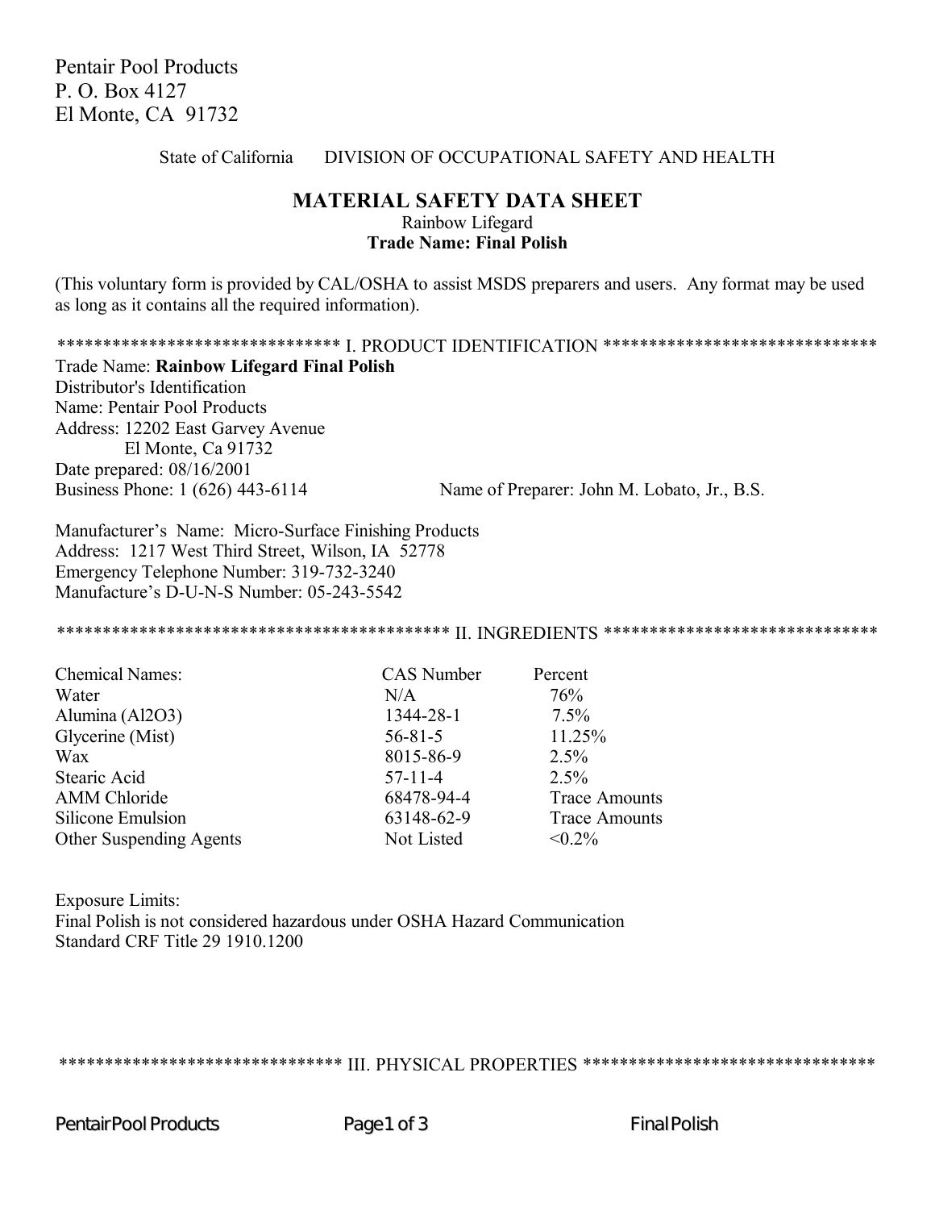Pentair Pool Products
P. O. Box 4127
El Monte, CA 91732

State of California DIVISION OF OCCUPATIONAL SAFETY AND HEALTH

# MATERIAL SAFETY DATA SHEET

Rainbow Lifegard
**Trade Name: Final Polish**

(This voluntary form is provided by CAL/OSHA to assist MSDS preparers and users. Any format may be used as long as it contains all the required information).

## I. PRODUCT IDENTIFICATION

Trade Name: **Rainbow Lifegard Final Polish**
Distributor's Identification
Name: Pentair Pool Products
Address: 12202 East Garvey Avenue
El Monte, Ca 91732
Date prepared: 08/16/2001
Business Phone: 1 (626) 443-6114
Name of Preparer: John M. Lobato, Jr., B.S.

Manufacturer's Name: Micro-Surface Finishing Products
Address: 1217 West Third Street, Wilson, IA 52778
Emergency Telephone Number: 319-732-3240
Manufacture's D-U-N-S Number: 05-243-5542

## II. INGREDIENTS

| Chemical Names: | CAS Number | Percent |
|---|---|---|
| Water | N/A | 76% |
| Alumina ($Al_2O_3$) | 1344-28-1 | 7.5% |
| Glycerine (Mist) | 56-81-5 | 11.25% |
| Wax | 8015-86-9 | 2.5% |
| Stearic Acid | 57-11-4 | 2.5% |
| AMM Chloride | 68478-94-4 | Trace Amounts |
| Silicone Emulsion | 63148-62-9 | Trace Amounts |
| Other Suspending Agents | Not Listed | <0.2% |

Exposure Limits:
Final Polish is not considered hazardous under OSHA Hazard Communication Standard CRF Title 29 1910.1200

## III. PHYSICAL PROPERTIES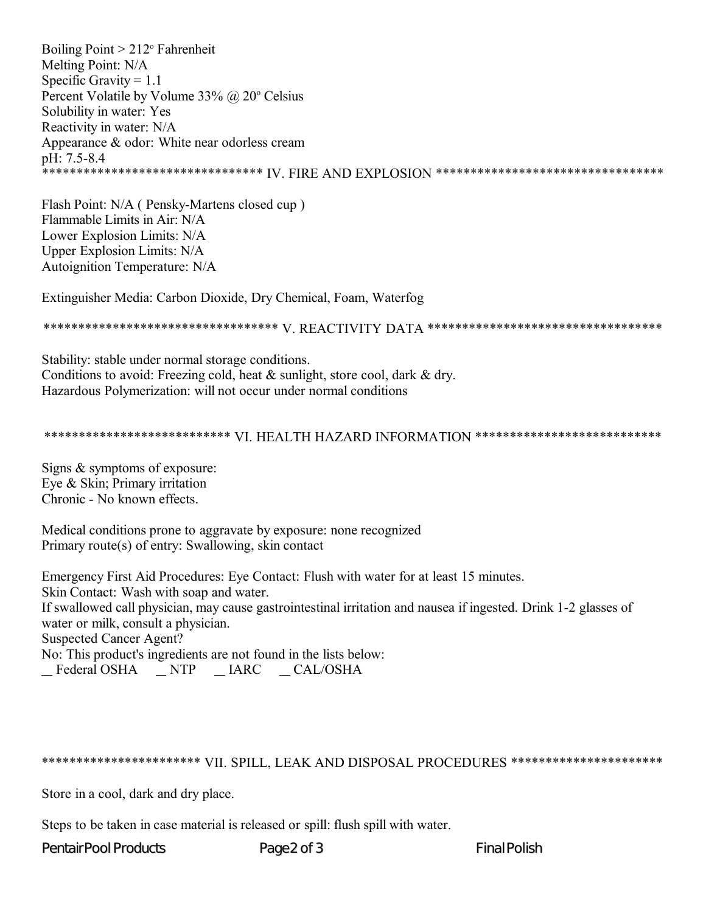Boiling Point > 212º Fahrenheit
Melting Point: N/A
Specific Gravity = 1.1
Percent Volatile by Volume 33% @ 20º Celsius
Solubility in water: Yes
Reactivity in water: N/A
Appearance & odor: White near odorless cream
pH: 7.5-8.4

## IV. FIRE AND EXPLOSION

Flash Point: N/A ( Pensky-Martens closed cup )
Flammable Limits in Air: N/A
Lower Explosion Limits: N/A
Upper Explosion Limits: N/A
Autoignition Temperature: N/A

Extinguisher Media: Carbon Dioxide, Dry Chemical, Foam, Waterfog

## V. REACTIVITY DATA

Stability: stable under normal storage conditions.
Conditions to avoid: Freezing cold, heat & sunlight, store cool, dark & dry.
Hazardous Polymerization: will not occur under normal conditions

## VI. HEALTH HAZARD INFORMATION

Signs & symptoms of exposure:
Eye & Skin; Primary irritation
Chronic - No known effects.

Medical conditions prone to aggravate by exposure: none recognized
Primary route(s) of entry: Swallowing, skin contact

Emergency First Aid Procedures: Eye Contact: Flush with water for at least 15 minutes.
Skin Contact: Wash with soap and water.
If swallowed call physician, may cause gastrointestinal irritation and nausea if ingested. Drink 1-2 glasses of water or milk, consult a physician.
Suspected Cancer Agent?
No: This product's ingredients are not found in the lists below:
__ Federal OSHA __ NTP __ IARC __ CAL/OSHA

## VII. SPILL, LEAK AND DISPOSAL PROCEDURES

Store in a cool, dark and dry place.

Steps to be taken in case material is released or spill: flush spill with water.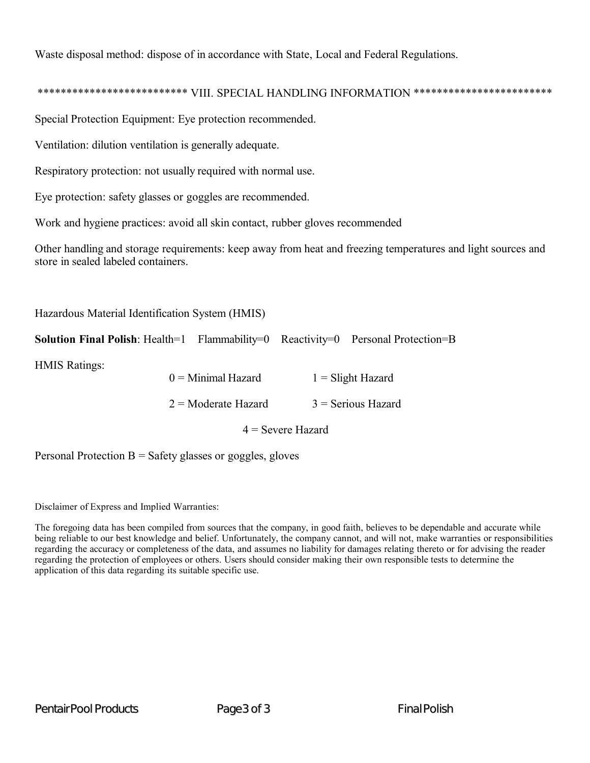Waste disposal method: dispose of in accordance with State, Local and Federal Regulations.

## ************************** VIII. SPECIAL HANDLING INFORMATION ************************

Special Protection Equipment: Eye protection recommended.

Ventilation: dilution ventilation is generally adequate.

Respiratory protection: not usually required with normal use.

Eye protection: safety glasses or goggles are recommended.

Work and hygiene practices: avoid all skin contact, rubber gloves recommended

Other handling and storage requirements: keep away from heat and freezing temperatures and light sources and store in sealed labeled containers.

Hazardous Material Identification System (HMIS)

**Solution Final Polish**: Health=1 Flammability=0 Reactivity=0 Personal Protection=B

HMIS Ratings:

0 = Minimal Hazard
1 = Slight Hazard
2 = Moderate Hazard
3 = Serious Hazard
4 = Severe Hazard

Personal Protection B = Safety glasses or goggles, gloves

Disclaimer of Express and Implied Warranties:

The foregoing data has been compiled from sources that the company, in good faith, believes to be dependable and accurate while being reliable to our best knowledge and belief. Unfortunately, the company cannot, and will not, make warranties or responsibilities regarding the accuracy or completeness of the data, and assumes no liability for damages relating thereto or for advising the reader regarding the protection of employees or others. Users should consider making their own responsible tests to determine the application of this data regarding its suitable specific use.